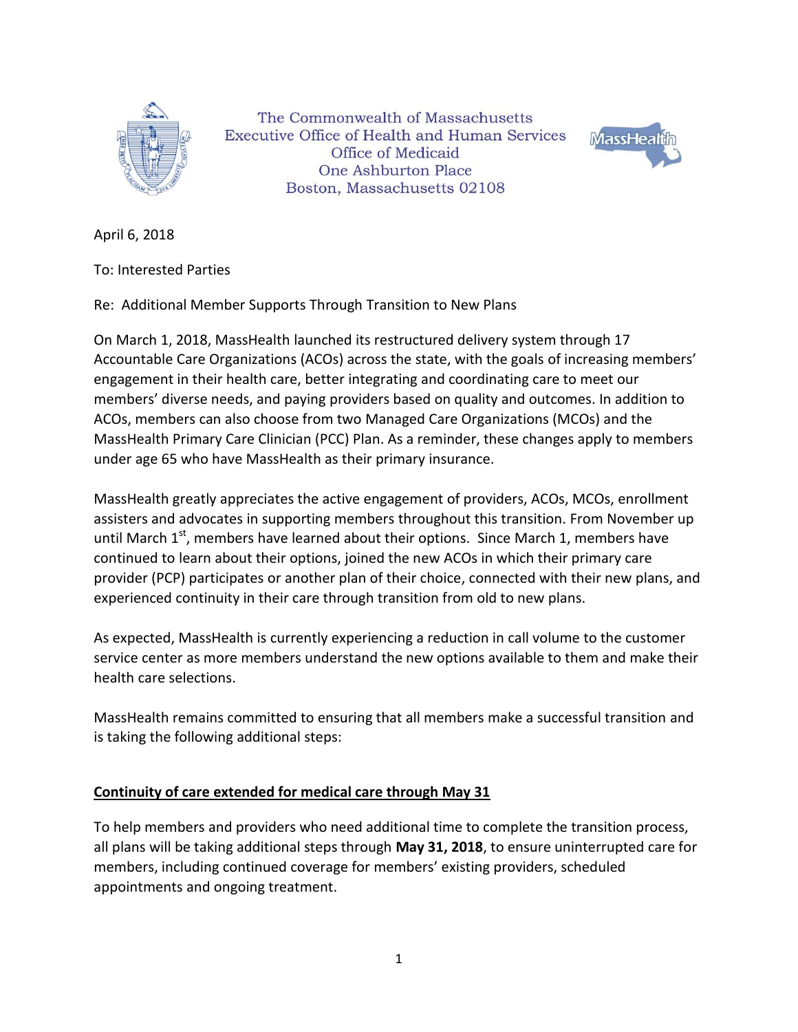The Commonwealth of Massachusetts
Executive Office of Health and Human Services
Office of Medicaid
One Ashburton Place
Boston, Massachusetts 02108

April 6, 2018

To: Interested Parties

Re: Additional Member Supports Through Transition to New Plans

On March 1, 2018, MassHealth launched its restructured delivery system through 17 Accountable Care Organizations (ACOs) across the state, with the goals of increasing members' engagement in their health care, better integrating and coordinating care to meet our members' diverse needs, and paying providers based on quality and outcomes. In addition to ACOs, members can also choose from two Managed Care Organizations (MCOs) and the MassHealth Primary Care Clinician (PCC) Plan. As a reminder, these changes apply to members under age 65 who have MassHealth as their primary insurance.

MassHealth greatly appreciates the active engagement of providers, ACOs, MCOs, enrollment assisters and advocates in supporting members throughout this transition. From November up until March 1st, members have learned about their options. Since March 1, members have continued to learn about their options, joined the new ACOs in which their primary care provider (PCP) participates or another plan of their choice, connected with their new plans, and experienced continuity in their care through transition from old to new plans.

As expected, MassHealth is currently experiencing a reduction in call volume to the customer service center as more members understand the new options available to them and make their health care selections.

MassHealth remains committed to ensuring that all members make a successful transition and is taking the following additional steps:

## Continuity of care extended for medical care through May 31

To help members and providers who need additional time to complete the transition process, all plans will be taking additional steps through **May 31, 2018**, to ensure uninterrupted care for members, including continued coverage for members' existing providers, scheduled appointments and ongoing treatment.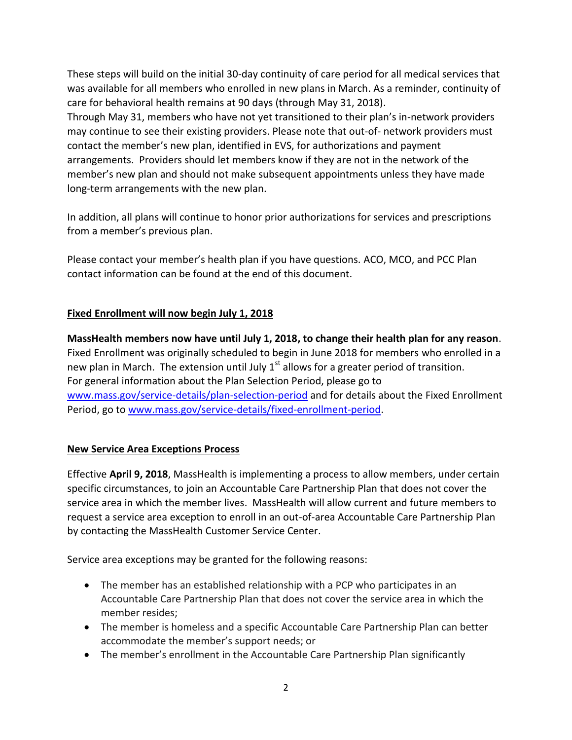These steps will build on the initial 30-day continuity of care period for all medical services that was available for all members who enrolled in new plans in March. As a reminder, continuity of care for behavioral health remains at 90 days (through May 31, 2018).
Through May 31, members who have not yet transitioned to their plan's in-network providers may continue to see their existing providers. Please note that out-of- network providers must contact the member's new plan, identified in EVS, for authorizations and payment arrangements. Providers should let members know if they are not in the network of the member's new plan and should not make subsequent appointments unless they have made long-term arrangements with the new plan.

In addition, all plans will continue to honor prior authorizations for services and prescriptions from a member's previous plan.

Please contact your member's health plan if you have questions. ACO, MCO, and PCC Plan contact information can be found at the end of this document.

## Fixed Enrollment will now begin July 1, 2018

**MassHealth members now have until July 1, 2018, to change their health plan for any reason**. Fixed Enrollment was originally scheduled to begin in June 2018 for members who enrolled in a new plan in March. The extension until July 1st allows for a greater period of transition.
For general information about the Plan Selection Period, please go to [www.mass.gov/service-details/plan-selection-period](www.mass.gov/service-details/plan-selection-period) and for details about the Fixed Enrollment Period, go to [www.mass.gov/service-details/fixed-enrollment-period](www.mass.gov/service-details/fixed-enrollment-period).

## New Service Area Exceptions Process

Effective **April 9, 2018**, MassHealth is implementing a process to allow members, under certain specific circumstances, to join an Accountable Care Partnership Plan that does not cover the service area in which the member lives. MassHealth will allow current and future members to request a service area exception to enroll in an out-of-area Accountable Care Partnership Plan by contacting the MassHealth Customer Service Center.

Service area exceptions may be granted for the following reasons:

- The member has an established relationship with a PCP who participates in an Accountable Care Partnership Plan that does not cover the service area in which the member resides;
- The member is homeless and a specific Accountable Care Partnership Plan can better accommodate the member's support needs; or
- The member's enrollment in the Accountable Care Partnership Plan significantly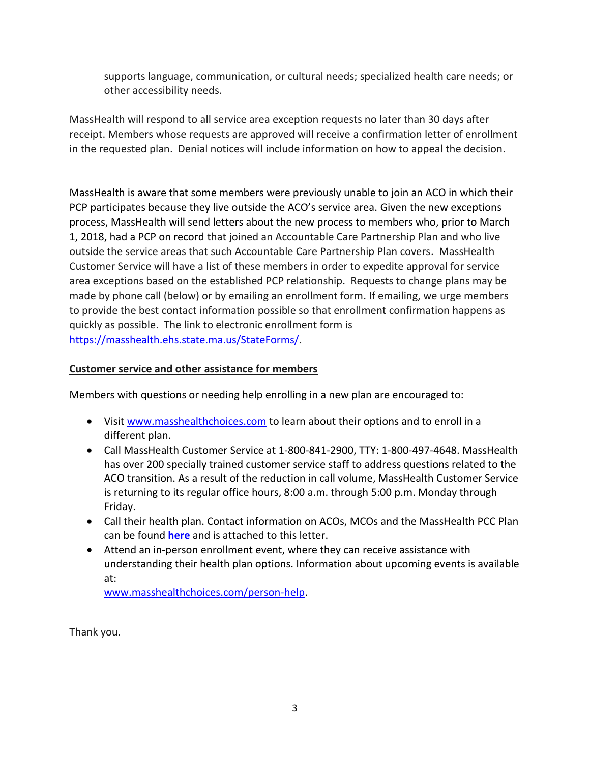supports language, communication, or cultural needs; specialized health care needs; or other accessibility needs.

MassHealth will respond to all service area exception requests no later than 30 days after receipt. Members whose requests are approved will receive a confirmation letter of enrollment in the requested plan. Denial notices will include information on how to appeal the decision.

MassHealth is aware that some members were previously unable to join an ACO in which their PCP participates because they live outside the ACO's service area. Given the new exceptions process, MassHealth will send letters about the new process to members who, prior to March 1, 2018, had a PCP on record that joined an Accountable Care Partnership Plan and who live outside the service areas that such Accountable Care Partnership Plan covers. MassHealth Customer Service will have a list of these members in order to expedite approval for service area exceptions based on the established PCP relationship. Requests to change plans may be made by phone call (below) or by emailing an enrollment form. If emailing, we urge members to provide the best contact information possible so that enrollment confirmation happens as quickly as possible. The link to electronic enrollment form is https://masshealth.ehs.state.ma.us/StateForms/.

**Customer service and other assistance for members**

Members with questions or needing help enrolling in a new plan are encouraged to:

- Visit www.masshealthchoices.com to learn about their options and to enroll in a different plan.
- Call MassHealth Customer Service at 1-800-841-2900, TTY: 1-800-497-4648. MassHealth has over 200 specially trained customer service staff to address questions related to the ACO transition. As a result of the reduction in call volume, MassHealth Customer Service is returning to its regular office hours, 8:00 a.m. through 5:00 p.m. Monday through Friday.
- Call their health plan. Contact information on ACOs, MCOs and the MassHealth PCC Plan can be found **here** and is attached to this letter.
- Attend an in-person enrollment event, where they can receive assistance with understanding their health plan options. Information about upcoming events is available at: www.masshealthchoices.com/person-help.

Thank you.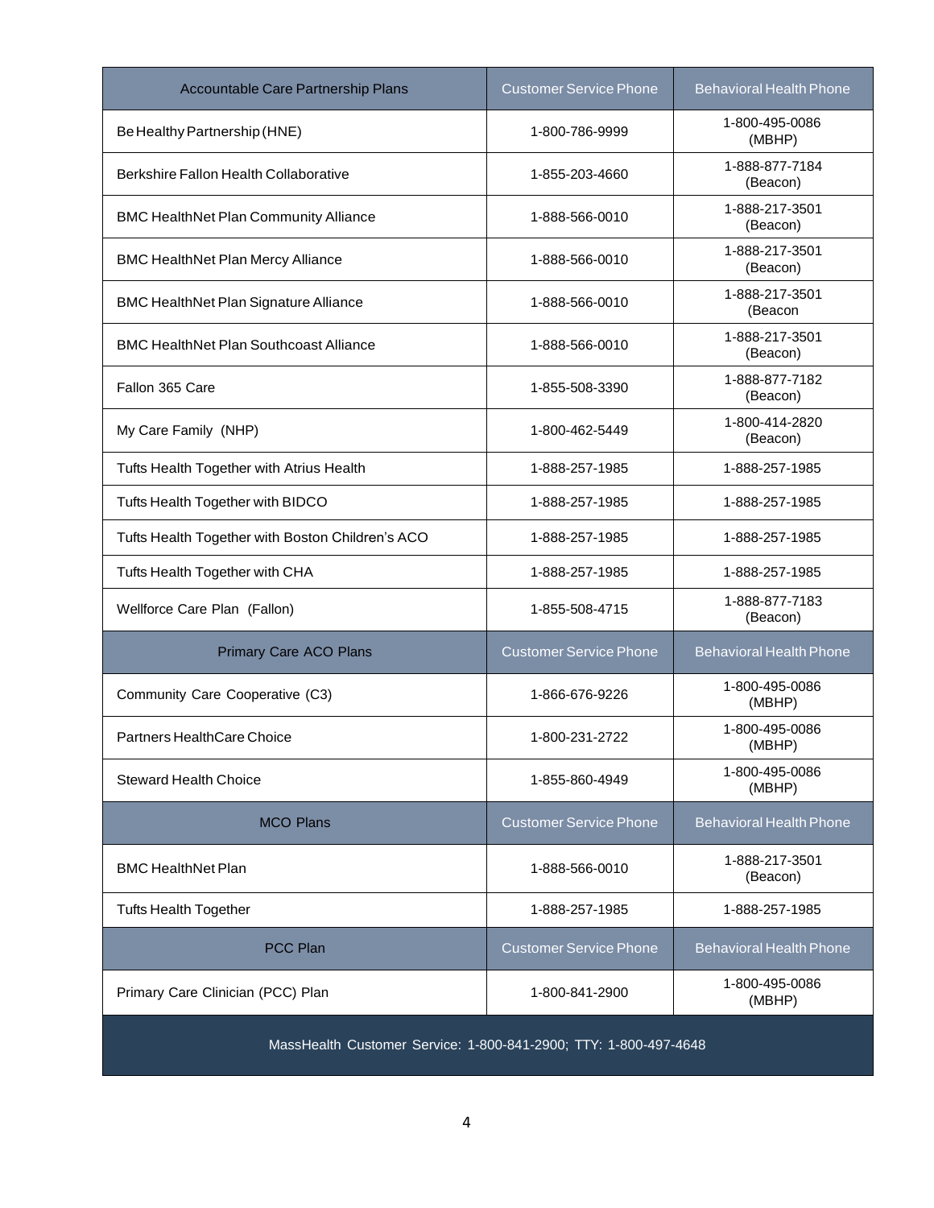| Accountable Care Partnership Plans | Customer Service Phone | Behavioral Health Phone |
|---|---|---|
| Be Healthy Partnership (HNE) | 1-800-786-9999 | 1-800-495-0086 (MBHP) |
| Berkshire Fallon Health Collaborative | 1-855-203-4660 | 1-888-877-7184 (Beacon) |
| BMC HealthNet Plan Community Alliance | 1-888-566-0010 | 1-888-217-3501 (Beacon) |
| BMC HealthNet Plan Mercy Alliance | 1-888-566-0010 | 1-888-217-3501 (Beacon) |
| BMC HealthNet Plan Signature Alliance | 1-888-566-0010 | 1-888-217-3501 (Beacon |
| BMC HealthNet Plan Southcoast Alliance | 1-888-566-0010 | 1-888-217-3501 (Beacon) |
| Fallon 365 Care | 1-855-508-3390 | 1-888-877-7182 (Beacon) |
| My Care Family (NHP) | 1-800-462-5449 | 1-800-414-2820 (Beacon) |
| Tufts Health Together with Atrius Health | 1-888-257-1985 | 1-888-257-1985 |
| Tufts Health Together with BIDCO | 1-888-257-1985 | 1-888-257-1985 |
| Tufts Health Together with Boston Children's ACO | 1-888-257-1985 | 1-888-257-1985 |
| Tufts Health Together with CHA | 1-888-257-1985 | 1-888-257-1985 |
| Wellforce Care Plan (Fallon) | 1-855-508-4715 | 1-888-877-7183 (Beacon) |
| **Primary Care ACO Plans** | **Customer Service Phone** | **Behavioral Health Phone** |
| Community Care Cooperative (C3) | 1-866-676-9226 | 1-800-495-0086 (MBHP) |
| Partners HealthCare Choice | 1-800-231-2722 | 1-800-495-0086 (MBHP) |
| Steward Health Choice | 1-855-860-4949 | 1-800-495-0086 (MBHP) |
| **MCO Plans** | **Customer Service Phone** | **Behavioral Health Phone** |
| BMC HealthNet Plan | 1-888-566-0010 | 1-888-217-3501 (Beacon) |
| Tufts Health Together | 1-888-257-1985 | 1-888-257-1985 |
| **PCC Plan** | **Customer Service Phone** | **Behavioral Health Phone** |
| Primary Care Clinician (PCC) Plan | 1-800-841-2900 | 1-800-495-0086 (MBHP) |

MassHealth Customer Service: 1-800-841-2900; TTY: 1-800-497-4648